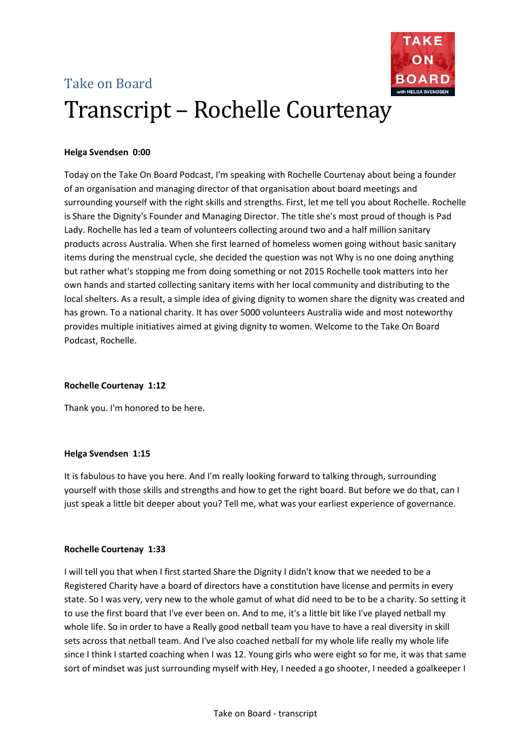Take on Board

# Transcript – Rochelle Courtenay

**Helga Svendsen 0:00**

Today on the Take On Board Podcast, I'm speaking with Rochelle Courtenay about being a founder of an organisation and managing director of that organisation about board meetings and surrounding yourself with the right skills and strengths. First, let me tell you about Rochelle. Rochelle is Share the Dignity's Founder and Managing Director. The title she's most proud of though is Pad Lady. Rochelle has led a team of volunteers collecting around two and a half million sanitary products across Australia. When she first learned of homeless women going without basic sanitary items during the menstrual cycle, she decided the question was not Why is no one doing anything but rather what's stopping me from doing something or not 2015 Rochelle took matters into her own hands and started collecting sanitary items with her local community and distributing to the local shelters. As a result, a simple idea of giving dignity to women share the dignity was created and has grown. To a national charity. It has over 5000 volunteers Australia wide and most noteworthy provides multiple initiatives aimed at giving dignity to women. Welcome to the Take On Board Podcast, Rochelle.

**Rochelle Courtenay 1:12**

Thank you. I'm honored to be here.

**Helga Svendsen 1:15**

It is fabulous to have you here. And I'm really looking forward to talking through, surrounding yourself with those skills and strengths and how to get the right board. But before we do that, can I just speak a little bit deeper about you? Tell me, what was your earliest experience of governance.

**Rochelle Courtenay 1:33**

I will tell you that when I first started Share the Dignity I didn't know that we needed to be a Registered Charity have a board of directors have a constitution have license and permits in every state. So I was very, very new to the whole gamut of what did need to be to be a charity. So setting it to use the first board that I've ever been on. And to me, it's a little bit like I've played netball my whole life. So in order to have a Really good netball team you have to have a real diversity in skill sets across that netball team. And I've also coached netball for my whole life really my whole life since I think I started coaching when I was 12. Young girls who were eight so for me, it was that same sort of mindset was just surrounding myself with Hey, I needed a go shooter, I needed a goalkeeper I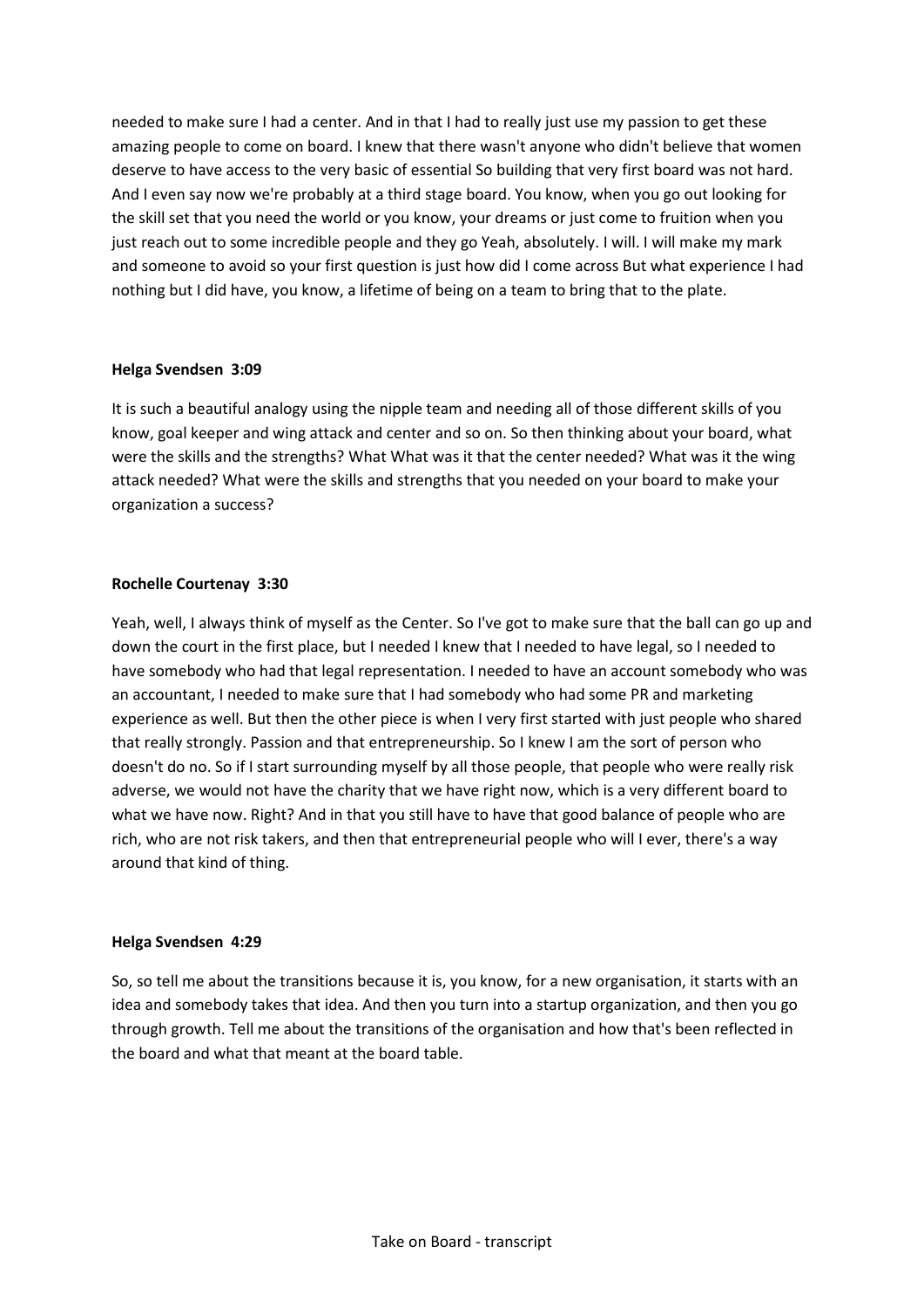needed to make sure I had a center. And in that I had to really just use my passion to get these amazing people to come on board. I knew that there wasn't anyone who didn't believe that women deserve to have access to the very basic of essential So building that very first board was not hard. And I even say now we're probably at a third stage board. You know, when you go out looking for the skill set that you need the world or you know, your dreams or just come to fruition when you just reach out to some incredible people and they go Yeah, absolutely. I will. I will make my mark and someone to avoid so your first question is just how did I come across But what experience I had nothing but I did have, you know, a lifetime of being on a team to bring that to the plate.

**Helga Svendsen 3:09**

It is such a beautiful analogy using the nipple team and needing all of those different skills of you know, goal keeper and wing attack and center and so on. So then thinking about your board, what were the skills and the strengths? What What was it that the center needed? What was it the wing attack needed? What were the skills and strengths that you needed on your board to make your organization a success?

**Rochelle Courtenay 3:30**

Yeah, well, I always think of myself as the Center. So I've got to make sure that the ball can go up and down the court in the first place, but I needed I knew that I needed to have legal, so I needed to have somebody who had that legal representation. I needed to have an account somebody who was an accountant, I needed to make sure that I had somebody who had some PR and marketing experience as well. But then the other piece is when I very first started with just people who shared that really strongly. Passion and that entrepreneurship. So I knew I am the sort of person who doesn't do no. So if I start surrounding myself by all those people, that people who were really risk adverse, we would not have the charity that we have right now, which is a very different board to what we have now. Right? And in that you still have to have that good balance of people who are rich, who are not risk takers, and then that entrepreneurial people who will I ever, there's a way around that kind of thing.

**Helga Svendsen 4:29**

So, so tell me about the transitions because it is, you know, for a new organisation, it starts with an idea and somebody takes that idea. And then you turn into a startup organization, and then you go through growth. Tell me about the transitions of the organisation and how that's been reflected in the board and what that meant at the board table.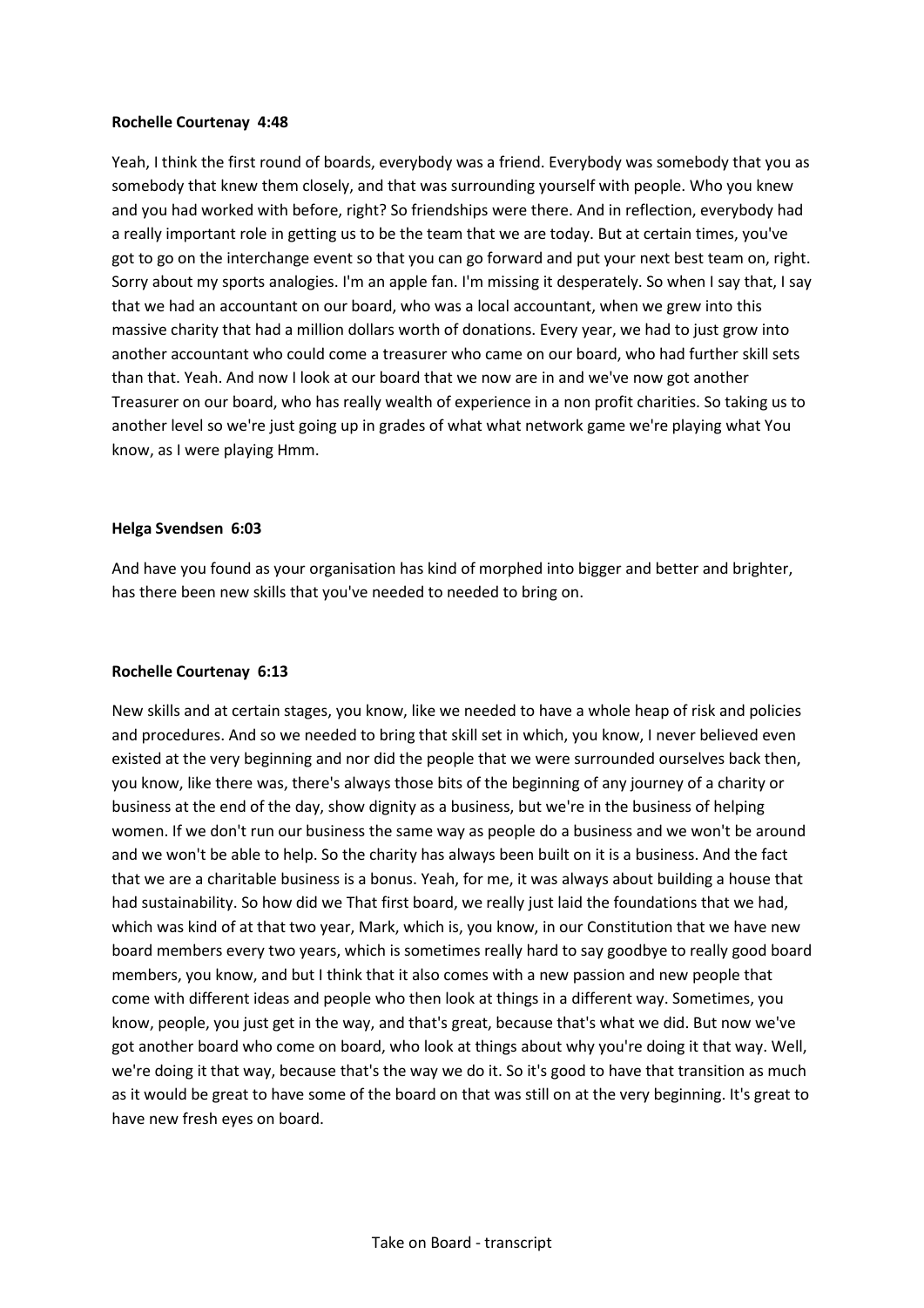**Rochelle Courtenay 4:48**

Yeah, I think the first round of boards, everybody was a friend. Everybody was somebody that you as somebody that knew them closely, and that was surrounding yourself with people. Who you knew and you had worked with before, right? So friendships were there. And in reflection, everybody had a really important role in getting us to be the team that we are today. But at certain times, you've got to go on the interchange event so that you can go forward and put your next best team on, right. Sorry about my sports analogies. I'm an apple fan. I'm missing it desperately. So when I say that, I say that we had an accountant on our board, who was a local accountant, when we grew into this massive charity that had a million dollars worth of donations. Every year, we had to just grow into another accountant who could come a treasurer who came on our board, who had further skill sets than that. Yeah. And now I look at our board that we now are in and we've now got another Treasurer on our board, who has really wealth of experience in a non profit charities. So taking us to another level so we're just going up in grades of what what network game we're playing what You know, as I were playing Hmm.

**Helga Svendsen 6:03**

And have you found as your organisation has kind of morphed into bigger and better and brighter, has there been new skills that you've needed to needed to bring on.

**Rochelle Courtenay 6:13**

New skills and at certain stages, you know, like we needed to have a whole heap of risk and policies and procedures. And so we needed to bring that skill set in which, you know, I never believed even existed at the very beginning and nor did the people that we were surrounded ourselves back then, you know, like there was, there's always those bits of the beginning of any journey of a charity or business at the end of the day, show dignity as a business, but we're in the business of helping women. If we don't run our business the same way as people do a business and we won't be around and we won't be able to help. So the charity has always been built on it is a business. And the fact that we are a charitable business is a bonus. Yeah, for me, it was always about building a house that had sustainability. So how did we That first board, we really just laid the foundations that we had, which was kind of at that two year, Mark, which is, you know, in our Constitution that we have new board members every two years, which is sometimes really hard to say goodbye to really good board members, you know, and but I think that it also comes with a new passion and new people that come with different ideas and people who then look at things in a different way. Sometimes, you know, people, you just get in the way, and that's great, because that's what we did. But now we've got another board who come on board, who look at things about why you're doing it that way. Well, we're doing it that way, because that's the way we do it. So it's good to have that transition as much as it would be great to have some of the board on that was still on at the very beginning. It's great to have new fresh eyes on board.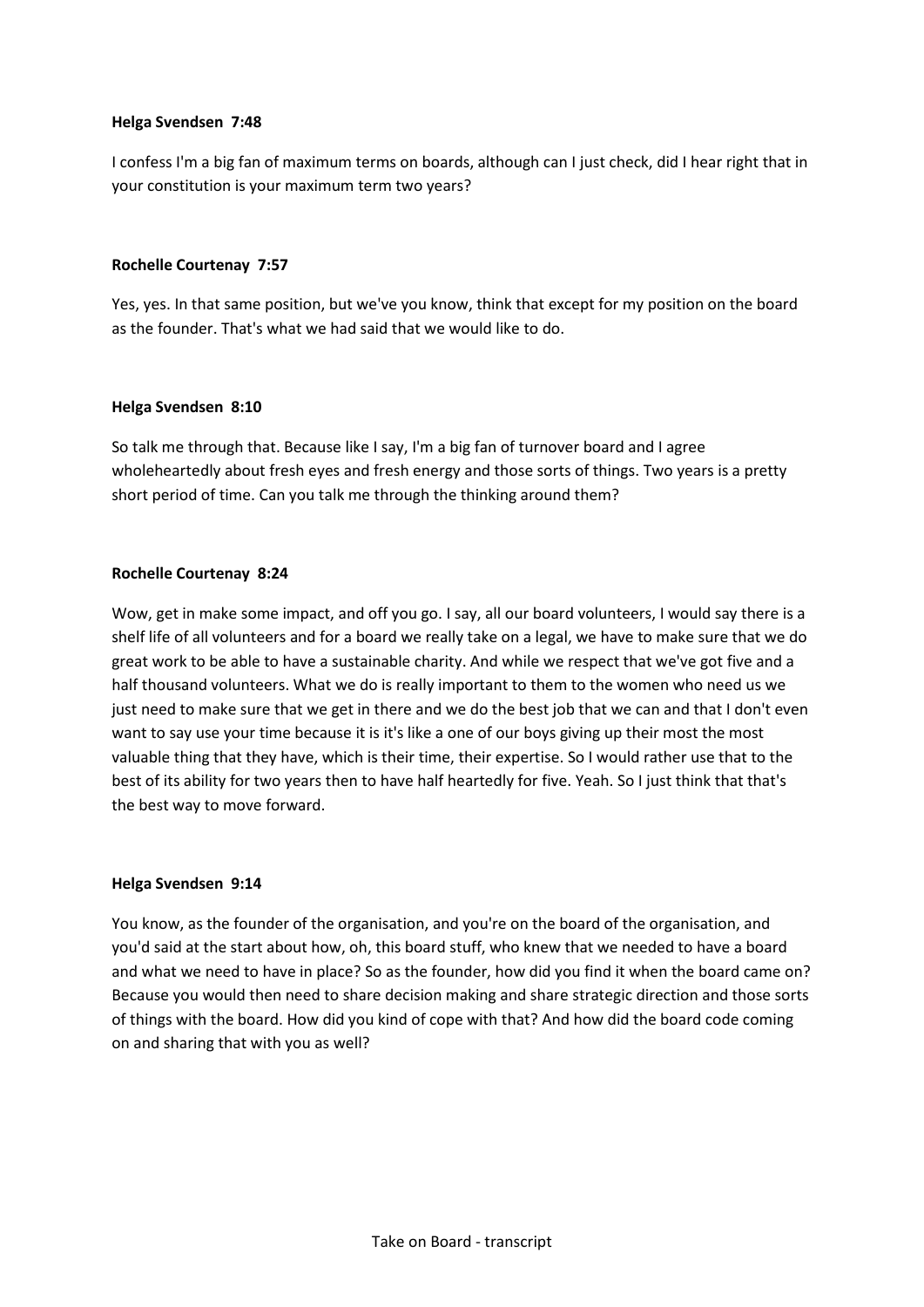**Helga Svendsen 7:48**

I confess I'm a big fan of maximum terms on boards, although can I just check, did I hear right that in your constitution is your maximum term two years?

**Rochelle Courtenay 7:57**

Yes, yes. In that same position, but we've you know, think that except for my position on the board as the founder. That's what we had said that we would like to do.

**Helga Svendsen 8:10**

So talk me through that. Because like I say, I'm a big fan of turnover board and I agree wholeheartedly about fresh eyes and fresh energy and those sorts of things. Two years is a pretty short period of time. Can you talk me through the thinking around them?

**Rochelle Courtenay 8:24**

Wow, get in make some impact, and off you go. I say, all our board volunteers, I would say there is a shelf life of all volunteers and for a board we really take on a legal, we have to make sure that we do great work to be able to have a sustainable charity. And while we respect that we've got five and a half thousand volunteers. What we do is really important to them to the women who need us we just need to make sure that we get in there and we do the best job that we can and that I don't even want to say use your time because it is it's like a one of our boys giving up their most the most valuable thing that they have, which is their time, their expertise. So I would rather use that to the best of its ability for two years then to have half heartedly for five. Yeah. So I just think that that's the best way to move forward.

**Helga Svendsen 9:14**

You know, as the founder of the organisation, and you're on the board of the organisation, and you'd said at the start about how, oh, this board stuff, who knew that we needed to have a board and what we need to have in place? So as the founder, how did you find it when the board came on? Because you would then need to share decision making and share strategic direction and those sorts of things with the board. How did you kind of cope with that? And how did the board code coming on and sharing that with you as well?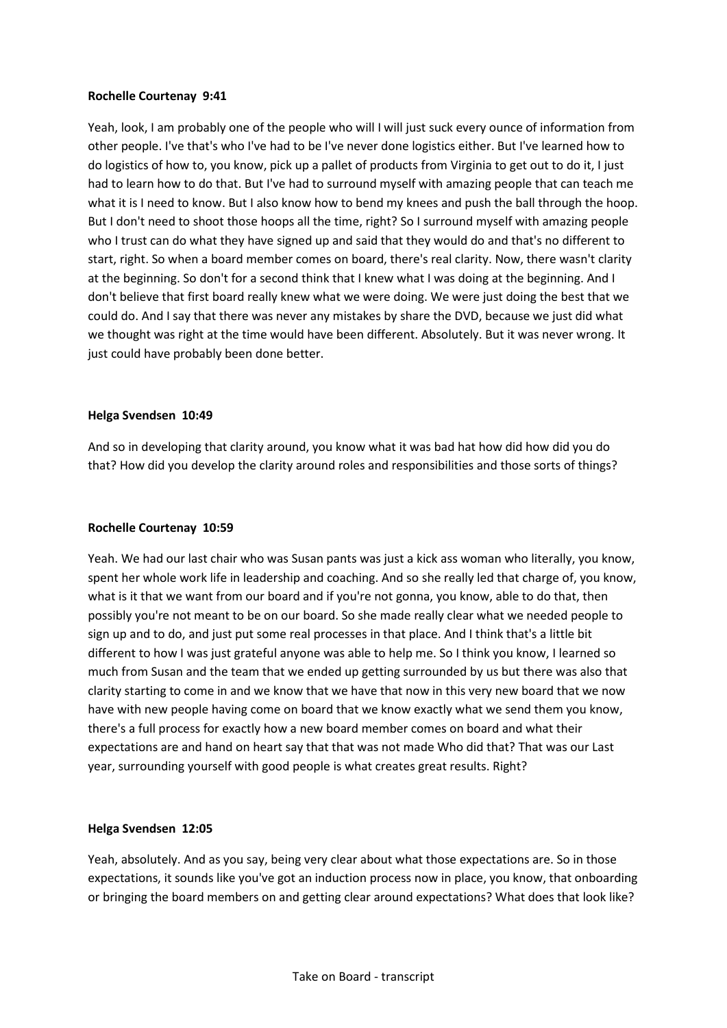**Rochelle Courtenay 9:41**

Yeah, look, I am probably one of the people who will I will just suck every ounce of information from other people. I've that's who I've had to be I've never done logistics either. But I've learned how to do logistics of how to, you know, pick up a pallet of products from Virginia to get out to do it, I just had to learn how to do that. But I've had to surround myself with amazing people that can teach me what it is I need to know. But I also know how to bend my knees and push the ball through the hoop. But I don't need to shoot those hoops all the time, right? So I surround myself with amazing people who I trust can do what they have signed up and said that they would do and that's no different to start, right. So when a board member comes on board, there's real clarity. Now, there wasn't clarity at the beginning. So don't for a second think that I knew what I was doing at the beginning. And I don't believe that first board really knew what we were doing. We were just doing the best that we could do. And I say that there was never any mistakes by share the DVD, because we just did what we thought was right at the time would have been different. Absolutely. But it was never wrong. It just could have probably been done better.

**Helga Svendsen 10:49**

And so in developing that clarity around, you know what it was bad hat how did how did you do that? How did you develop the clarity around roles and responsibilities and those sorts of things?

**Rochelle Courtenay 10:59**

Yeah. We had our last chair who was Susan pants was just a kick ass woman who literally, you know, spent her whole work life in leadership and coaching. And so she really led that charge of, you know, what is it that we want from our board and if you're not gonna, you know, able to do that, then possibly you're not meant to be on our board. So she made really clear what we needed people to sign up and to do, and just put some real processes in that place. And I think that's a little bit different to how I was just grateful anyone was able to help me. So I think you know, I learned so much from Susan and the team that we ended up getting surrounded by us but there was also that clarity starting to come in and we know that we have that now in this very new board that we now have with new people having come on board that we know exactly what we send them you know, there's a full process for exactly how a new board member comes on board and what their expectations are and hand on heart say that that was not made Who did that? That was our Last year, surrounding yourself with good people is what creates great results. Right?

**Helga Svendsen 12:05**

Yeah, absolutely. And as you say, being very clear about what those expectations are. So in those expectations, it sounds like you've got an induction process now in place, you know, that onboarding or bringing the board members on and getting clear around expectations? What does that look like?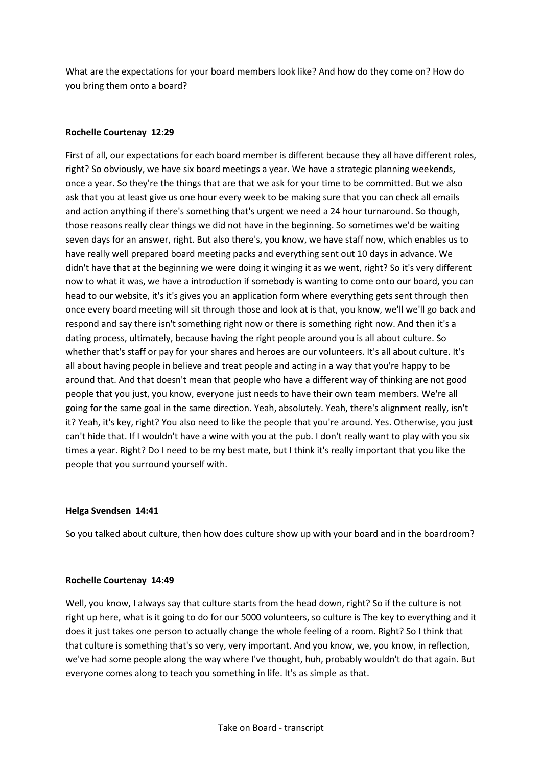What are the expectations for your board members look like? And how do they come on? How do you bring them onto a board?

**Rochelle Courtenay 12:29**

First of all, our expectations for each board member is different because they all have different roles, right? So obviously, we have six board meetings a year. We have a strategic planning weekends, once a year. So they're the things that are that we ask for your time to be committed. But we also ask that you at least give us one hour every week to be making sure that you can check all emails and action anything if there's something that's urgent we need a 24 hour turnaround. So though, those reasons really clear things we did not have in the beginning. So sometimes we'd be waiting seven days for an answer, right. But also there's, you know, we have staff now, which enables us to have really well prepared board meeting packs and everything sent out 10 days in advance. We didn't have that at the beginning we were doing it winging it as we went, right? So it's very different now to what it was, we have a introduction if somebody is wanting to come onto our board, you can head to our website, it's it's gives you an application form where everything gets sent through then once every board meeting will sit through those and look at is that, you know, we'll we'll go back and respond and say there isn't something right now or there is something right now. And then it's a dating process, ultimately, because having the right people around you is all about culture. So whether that's staff or pay for your shares and heroes are our volunteers. It's all about culture. It's all about having people in believe and treat people and acting in a way that you're happy to be around that. And that doesn't mean that people who have a different way of thinking are not good people that you just, you know, everyone just needs to have their own team members. We're all going for the same goal in the same direction. Yeah, absolutely. Yeah, there's alignment really, isn't it? Yeah, it's key, right? You also need to like the people that you're around. Yes. Otherwise, you just can't hide that. If I wouldn't have a wine with you at the pub. I don't really want to play with you six times a year. Right? Do I need to be my best mate, but I think it's really important that you like the people that you surround yourself with.

**Helga Svendsen 14:41**

So you talked about culture, then how does culture show up with your board and in the boardroom?

**Rochelle Courtenay 14:49**

Well, you know, I always say that culture starts from the head down, right? So if the culture is not right up here, what is it going to do for our 5000 volunteers, so culture is The key to everything and it does it just takes one person to actually change the whole feeling of a room. Right? So I think that that culture is something that's so very, very important. And you know, we, you know, in reflection, we've had some people along the way where I've thought, huh, probably wouldn't do that again. But everyone comes along to teach you something in life. It's as simple as that.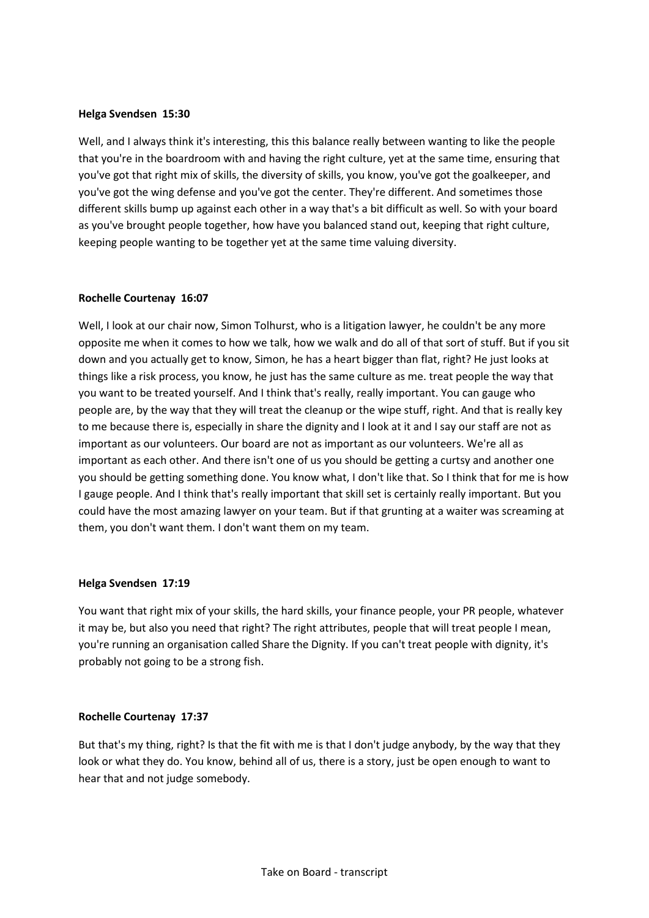**Helga Svendsen 15:30**

Well, and I always think it's interesting, this this balance really between wanting to like the people that you're in the boardroom with and having the right culture, yet at the same time, ensuring that you've got that right mix of skills, the diversity of skills, you know, you've got the goalkeeper, and you've got the wing defense and you've got the center. They're different. And sometimes those different skills bump up against each other in a way that's a bit difficult as well. So with your board as you've brought people together, how have you balanced stand out, keeping that right culture, keeping people wanting to be together yet at the same time valuing diversity.

**Rochelle Courtenay 16:07**

Well, I look at our chair now, Simon Tolhurst, who is a litigation lawyer, he couldn't be any more opposite me when it comes to how we talk, how we walk and do all of that sort of stuff. But if you sit down and you actually get to know, Simon, he has a heart bigger than flat, right? He just looks at things like a risk process, you know, he just has the same culture as me. treat people the way that you want to be treated yourself. And I think that's really, really important. You can gauge who people are, by the way that they will treat the cleanup or the wipe stuff, right. And that is really key to me because there is, especially in share the dignity and I look at it and I say our staff are not as important as our volunteers. Our board are not as important as our volunteers. We're all as important as each other. And there isn't one of us you should be getting a curtsy and another one you should be getting something done. You know what, I don't like that. So I think that for me is how I gauge people. And I think that's really important that skill set is certainly really important. But you could have the most amazing lawyer on your team. But if that grunting at a waiter was screaming at them, you don't want them. I don't want them on my team.

**Helga Svendsen 17:19**

You want that right mix of your skills, the hard skills, your finance people, your PR people, whatever it may be, but also you need that right? The right attributes, people that will treat people I mean, you're running an organisation called Share the Dignity. If you can't treat people with dignity, it's probably not going to be a strong fish.

**Rochelle Courtenay 17:37**

But that's my thing, right? Is that the fit with me is that I don't judge anybody, by the way that they look or what they do. You know, behind all of us, there is a story, just be open enough to want to hear that and not judge somebody.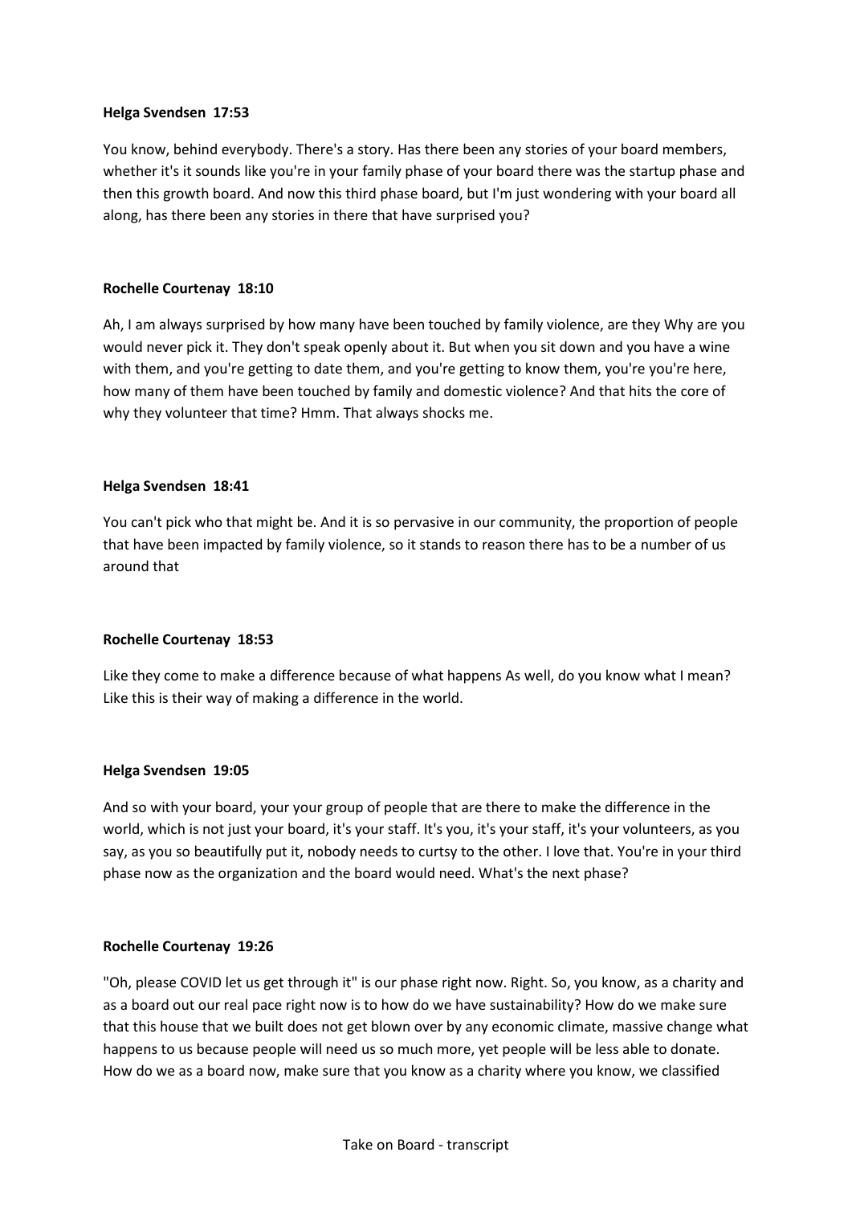**Helga Svendsen  17:53**

You know, behind everybody. There's a story. Has there been any stories of your board members, whether it's it sounds like you're in your family phase of your board there was the startup phase and then this growth board. And now this third phase board, but I'm just wondering with your board all along, has there been any stories in there that have surprised you?

**Rochelle Courtenay  18:10**

Ah, I am always surprised by how many have been touched by family violence, are they Why are you would never pick it. They don't speak openly about it. But when you sit down and you have a wine with them, and you're getting to date them, and you're getting to know them, you're you're here, how many of them have been touched by family and domestic violence? And that hits the core of why they volunteer that time? Hmm. That always shocks me.

**Helga Svendsen  18:41**

You can't pick who that might be. And it is so pervasive in our community, the proportion of people that have been impacted by family violence, so it stands to reason there has to be a number of us around that

**Rochelle Courtenay  18:53**

Like they come to make a difference because of what happens As well, do you know what I mean? Like this is their way of making a difference in the world.

**Helga Svendsen  19:05**

And so with your board, your your group of people that are there to make the difference in the world, which is not just your board, it's your staff. It's you, it's your staff, it's your volunteers, as you say, as you so beautifully put it, nobody needs to curtsy to the other. I love that. You're in your third phase now as the organization and the board would need. What's the next phase?

**Rochelle Courtenay  19:26**

"Oh, please COVID let us get through it" is our phase right now. Right. So, you know, as a charity and as a board out our real pace right now is to how do we have sustainability? How do we make sure that this house that we built does not get blown over by any economic climate, massive change what happens to us because people will need us so much more, yet people will be less able to donate. How do we as a board now, make sure that you know as a charity where you know, we classified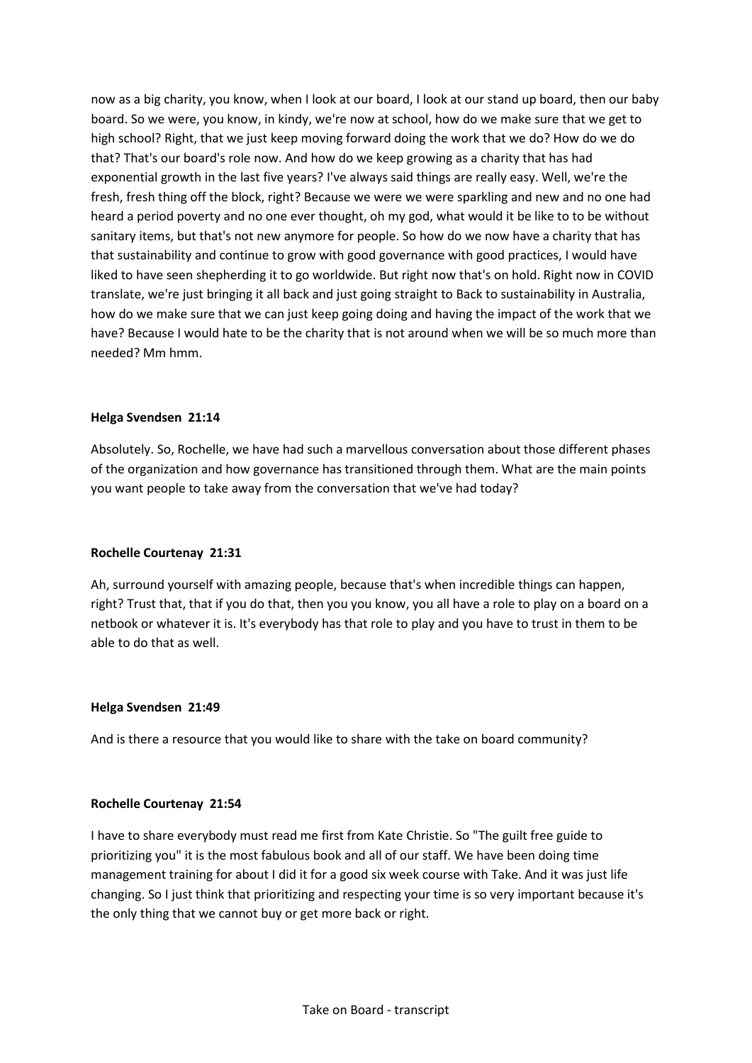now as a big charity, you know, when I look at our board, I look at our stand up board, then our baby board. So we were, you know, in kindy, we're now at school, how do we make sure that we get to high school? Right, that we just keep moving forward doing the work that we do? How do we do that? That's our board's role now. And how do we keep growing as a charity that has had exponential growth in the last five years? I've always said things are really easy. Well, we're the fresh, fresh thing off the block, right? Because we were we were sparkling and new and no one had heard a period poverty and no one ever thought, oh my god, what would it be like to to be without sanitary items, but that's not new anymore for people. So how do we now have a charity that has that sustainability and continue to grow with good governance with good practices, I would have liked to have seen shepherding it to go worldwide. But right now that's on hold. Right now in COVID translate, we're just bringing it all back and just going straight to Back to sustainability in Australia, how do we make sure that we can just keep going doing and having the impact of the work that we have? Because I would hate to be the charity that is not around when we will be so much more than needed? Mm hmm.

**Helga Svendsen 21:14**

Absolutely. So, Rochelle, we have had such a marvellous conversation about those different phases of the organization and how governance has transitioned through them. What are the main points you want people to take away from the conversation that we've had today?

**Rochelle Courtenay 21:31**

Ah, surround yourself with amazing people, because that's when incredible things can happen, right? Trust that, that if you do that, then you you know, you all have a role to play on a board on a netbook or whatever it is. It's everybody has that role to play and you have to trust in them to be able to do that as well.

**Helga Svendsen 21:49**

And is there a resource that you would like to share with the take on board community?

**Rochelle Courtenay 21:54**

I have to share everybody must read me first from Kate Christie. So "The guilt free guide to prioritizing you" it is the most fabulous book and all of our staff. We have been doing time management training for about I did it for a good six week course with Take. And it was just life changing. So I just think that prioritizing and respecting your time is so very important because it's the only thing that we cannot buy or get more back or right.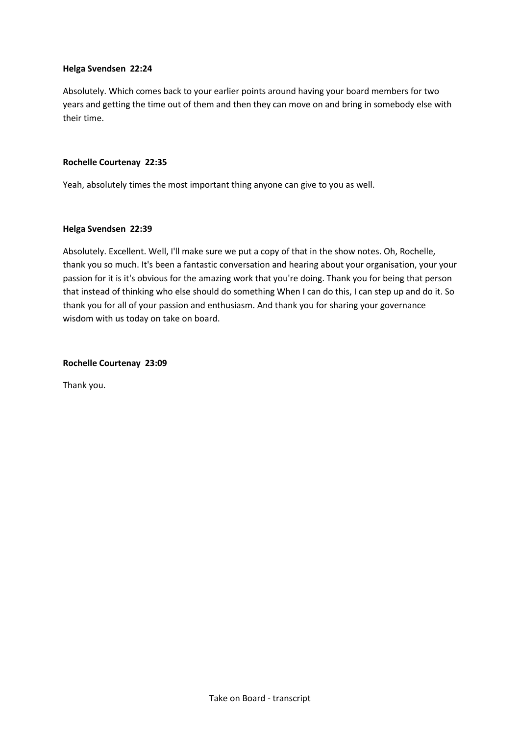**Helga Svendsen 22:24**

Absolutely. Which comes back to your earlier points around having your board members for two years and getting the time out of them and then they can move on and bring in somebody else with their time.

**Rochelle Courtenay 22:35**

Yeah, absolutely times the most important thing anyone can give to you as well.

**Helga Svendsen 22:39**

Absolutely. Excellent. Well, I'll make sure we put a copy of that in the show notes. Oh, Rochelle, thank you so much. It's been a fantastic conversation and hearing about your organisation, your your passion for it is it's obvious for the amazing work that you're doing. Thank you for being that person that instead of thinking who else should do something When I can do this, I can step up and do it. So thank you for all of your passion and enthusiasm. And thank you for sharing your governance wisdom with us today on take on board.

**Rochelle Courtenay 23:09**

Thank you.